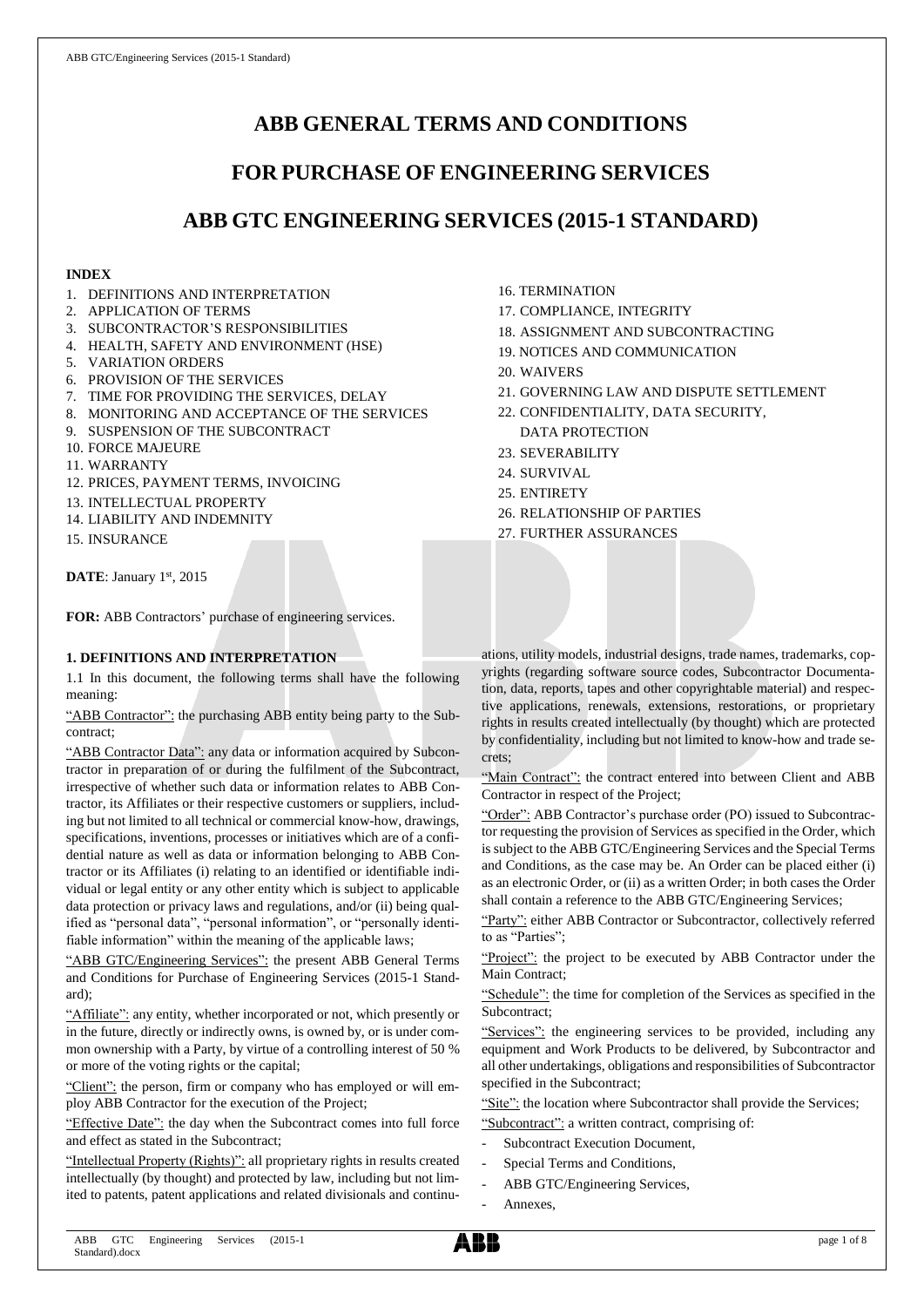# ABB GENERAL TERMS AND CONDITIONS

# FOR PURCHASE OF ENGINEERING SERVICES

# ABB GTC ENGINEERING SERVICES (2015-1 STANDARD)

**INDEX**

1. DEFINITIONS AND INTERPRETATION
2. APPLICATION OF TERMS
3. SUBCONTRACTOR'S RESPONSIBILITIES
4. HEALTH, SAFETY AND ENVIRONMENT (HSE)
5. VARIATION ORDERS
6. PROVISION OF THE SERVICES
7. TIME FOR PROVIDING THE SERVICES, DELAY
8. MONITORING AND ACCEPTANCE OF THE SERVICES
9. SUSPENSION OF THE SUBCONTRACT
10. FORCE MAJEURE
11. WARRANTY
12. PRICES, PAYMENT TERMS, INVOICING
13. INTELLECTUAL PROPERTY
14. LIABILITY AND INDEMNITY
15. INSURANCE
16. TERMINATION
17. COMPLIANCE, INTEGRITY
18. ASSIGNMENT AND SUBCONTRACTING
19. NOTICES AND COMMUNICATION
20. WAIVERS
21. GOVERNING LAW AND DISPUTE SETTLEMENT
22. CONFIDENTIALITY, DATA SECURITY, DATA PROTECTION
23. SEVERABILITY
24. SURVIVAL
25. ENTIRETY
26. RELATIONSHIP OF PARTIES
27. FURTHER ASSURANCES

**DATE**: January 1st, 2015

**FOR:** ABB Contractors' purchase of engineering services.

## 1. DEFINITIONS AND INTERPRETATION

1.1 In this document, the following terms shall have the following meaning:

"ABB Contractor": the purchasing ABB entity being party to the Subcontract;

"ABB Contractor Data": any data or information acquired by Subcontractor in preparation of or during the fulfilment of the Subcontract, irrespective of whether such data or information relates to ABB Contractor, its Affiliates or their respective customers or suppliers, including but not limited to all technical or commercial know-how, drawings, specifications, inventions, processes or initiatives which are of a confidential nature as well as data or information belonging to ABB Contractor or its Affiliates (i) relating to an identified or identifiable individual or legal entity or any other entity which is subject to applicable data protection or privacy laws and regulations, and/or (ii) being qualified as "personal data", "personal information", or "personally identifiable information" within the meaning of the applicable laws;

"ABB GTC/Engineering Services": the present ABB General Terms and Conditions for Purchase of Engineering Services (2015-1 Standard);

"Affiliate": any entity, whether incorporated or not, which presently or in the future, directly or indirectly owns, is owned by, or is under common ownership with a Party, by virtue of a controlling interest of 50 % or more of the voting rights or the capital;

"Client": the person, firm or company who has employed or will employ ABB Contractor for the execution of the Project;

"Effective Date": the day when the Subcontract comes into full force and effect as stated in the Subcontract;

"Intellectual Property (Rights)": all proprietary rights in results created intellectually (by thought) and protected by law, including but not limited to patents, patent applications and related divisionals and continuations, utility models, industrial designs, trade names, trademarks, copyrights (regarding software source codes, Subcontractor Documentation, data, reports, tapes and other copyrightable material) and respective applications, renewals, extensions, restorations, or proprietary rights in results created intellectually (by thought) which are protected by confidentiality, including but not limited to know-how and trade secrets;

"Main Contract": the contract entered into between Client and ABB Contractor in respect of the Project;

"Order": ABB Contractor's purchase order (PO) issued to Subcontractor requesting the provision of Services as specified in the Order, which is subject to the ABB GTC/Engineering Services and the Special Terms and Conditions, as the case may be. An Order can be placed either (i) as an electronic Order, or (ii) as a written Order; in both cases the Order shall contain a reference to the ABB GTC/Engineering Services;

"Party": either ABB Contractor or Subcontractor, collectively referred to as "Parties";

"Project": the project to be executed by ABB Contractor under the Main Contract;

"Schedule": the time for completion of the Services as specified in the Subcontract;

"Services": the engineering services to be provided, including any equipment and Work Products to be delivered, by Subcontractor and all other undertakings, obligations and responsibilities of Subcontractor specified in the Subcontract;

"Site": the location where Subcontractor shall provide the Services;

"Subcontract": a written contract, comprising of:

- Subcontract Execution Document,
- Special Terms and Conditions,
- ABB GTC/Engineering Services,
- Annexes,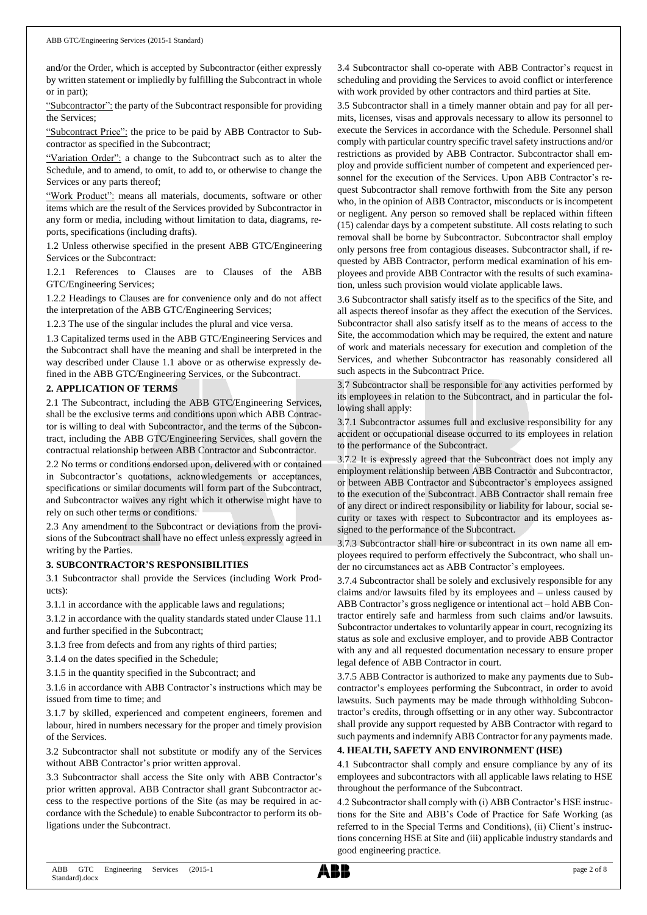and/or the Order, which is accepted by Subcontractor (either expressly by written statement or impliedly by fulfilling the Subcontract in whole or in part);

"Subcontractor": the party of the Subcontract responsible for providing the Services;

"Subcontract Price": the price to be paid by ABB Contractor to Subcontractor as specified in the Subcontract;

"Variation Order": a change to the Subcontract such as to alter the Schedule, and to amend, to omit, to add to, or otherwise to change the Services or any parts thereof;

"Work Product": means all materials, documents, software or other items which are the result of the Services provided by Subcontractor in any form or media, including without limitation to data, diagrams, reports, specifications (including drafts).

1.2 Unless otherwise specified in the present ABB GTC/Engineering Services or the Subcontract:

1.2.1 References to Clauses are to Clauses of the ABB GTC/Engineering Services;

1.2.2 Headings to Clauses are for convenience only and do not affect the interpretation of the ABB GTC/Engineering Services;

1.2.3 The use of the singular includes the plural and vice versa.

1.3 Capitalized terms used in the ABB GTC/Engineering Services and the Subcontract shall have the meaning and shall be interpreted in the way described under Clause 1.1 above or as otherwise expressly defined in the ABB GTC/Engineering Services, or the Subcontract.

## 2. APPLICATION OF TERMS

2.1 The Subcontract, including the ABB GTC/Engineering Services, shall be the exclusive terms and conditions upon which ABB Contractor is willing to deal with Subcontractor, and the terms of the Subcontract, including the ABB GTC/Engineering Services, shall govern the contractual relationship between ABB Contractor and Subcontractor.

2.2 No terms or conditions endorsed upon, delivered with or contained in Subcontractor's quotations, acknowledgements or acceptances, specifications or similar documents will form part of the Subcontract, and Subcontractor waives any right which it otherwise might have to rely on such other terms or conditions.

2.3 Any amendment to the Subcontract or deviations from the provisions of the Subcontract shall have no effect unless expressly agreed in writing by the Parties.

## 3. SUBCONTRACTOR'S RESPONSIBILITIES

3.1 Subcontractor shall provide the Services (including Work Products):

3.1.1 in accordance with the applicable laws and regulations;

3.1.2 in accordance with the quality standards stated under Clause 11.1 and further specified in the Subcontract;

3.1.3 free from defects and from any rights of third parties;

3.1.4 on the dates specified in the Schedule;

3.1.5 in the quantity specified in the Subcontract; and

3.1.6 in accordance with ABB Contractor's instructions which may be issued from time to time; and

3.1.7 by skilled, experienced and competent engineers, foremen and labour, hired in numbers necessary for the proper and timely provision of the Services.

3.2 Subcontractor shall not substitute or modify any of the Services without ABB Contractor's prior written approval.

3.3 Subcontractor shall access the Site only with ABB Contractor's prior written approval. ABB Contractor shall grant Subcontractor access to the respective portions of the Site (as may be required in accordance with the Schedule) to enable Subcontractor to perform its obligations under the Subcontract.

3.4 Subcontractor shall co-operate with ABB Contractor's request in scheduling and providing the Services to avoid conflict or interference with work provided by other contractors and third parties at Site.

3.5 Subcontractor shall in a timely manner obtain and pay for all permits, licenses, visas and approvals necessary to allow its personnel to execute the Services in accordance with the Schedule. Personnel shall comply with particular country specific travel safety instructions and/or restrictions as provided by ABB Contractor. Subcontractor shall employ and provide sufficient number of competent and experienced personnel for the execution of the Services. Upon ABB Contractor's request Subcontractor shall remove forthwith from the Site any person who, in the opinion of ABB Contractor, misconducts or is incompetent or negligent. Any person so removed shall be replaced within fifteen (15) calendar days by a competent substitute. All costs relating to such removal shall be borne by Subcontractor. Subcontractor shall employ only persons free from contagious diseases. Subcontractor shall, if requested by ABB Contractor, perform medical examination of his employees and provide ABB Contractor with the results of such examination, unless such provision would violate applicable laws.

3.6 Subcontractor shall satisfy itself as to the specifics of the Site, and all aspects thereof insofar as they affect the execution of the Services. Subcontractor shall also satisfy itself as to the means of access to the Site, the accommodation which may be required, the extent and nature of work and materials necessary for execution and completion of the Services, and whether Subcontractor has reasonably considered all such aspects in the Subcontract Price.

3.7 Subcontractor shall be responsible for any activities performed by its employees in relation to the Subcontract, and in particular the following shall apply:

3.7.1 Subcontractor assumes full and exclusive responsibility for any accident or occupational disease occurred to its employees in relation to the performance of the Subcontract.

3.7.2 It is expressly agreed that the Subcontract does not imply any employment relationship between ABB Contractor and Subcontractor, or between ABB Contractor and Subcontractor's employees assigned to the execution of the Subcontract. ABB Contractor shall remain free of any direct or indirect responsibility or liability for labour, social security or taxes with respect to Subcontractor and its employees assigned to the performance of the Subcontract.

3.7.3 Subcontractor shall hire or subcontract in its own name all employees required to perform effectively the Subcontract, who shall under no circumstances act as ABB Contractor's employees.

3.7.4 Subcontractor shall be solely and exclusively responsible for any claims and/or lawsuits filed by its employees and – unless caused by ABB Contractor's gross negligence or intentional act – hold ABB Contractor entirely safe and harmless from such claims and/or lawsuits. Subcontractor undertakes to voluntarily appear in court, recognizing its status as sole and exclusive employer, and to provide ABB Contractor with any and all requested documentation necessary to ensure proper legal defence of ABB Contractor in court.

3.7.5 ABB Contractor is authorized to make any payments due to Subcontractor's employees performing the Subcontract, in order to avoid lawsuits. Such payments may be made through withholding Subcontractor's credits, through offsetting or in any other way. Subcontractor shall provide any support requested by ABB Contractor with regard to such payments and indemnify ABB Contractor for any payments made.

## 4. HEALTH, SAFETY AND ENVIRONMENT (HSE)

4.1 Subcontractor shall comply and ensure compliance by any of its employees and subcontractors with all applicable laws relating to HSE throughout the performance of the Subcontract.

4.2 Subcontractor shall comply with (i) ABB Contractor's HSE instructions for the Site and ABB's Code of Practice for Safe Working (as referred to in the Special Terms and Conditions), (ii) Client's instructions concerning HSE at Site and (iii) applicable industry standards and good engineering practice.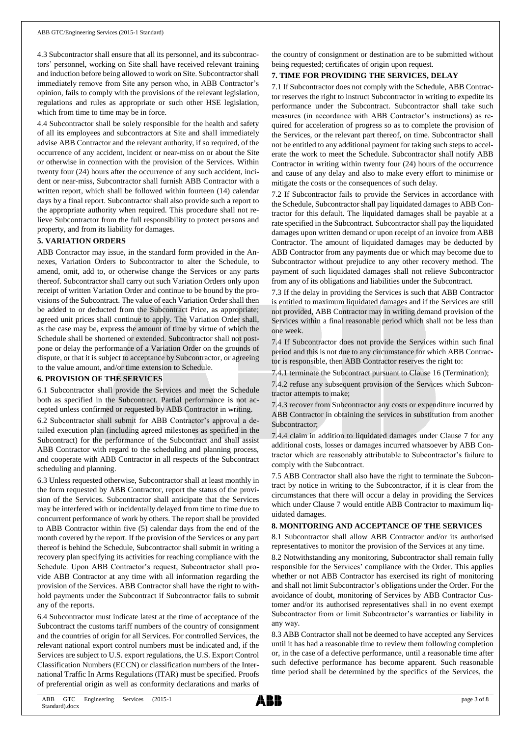4.3 Subcontractor shall ensure that all its personnel, and its subcontractors' personnel, working on Site shall have received relevant training and induction before being allowed to work on Site. Subcontractor shall immediately remove from Site any person who, in ABB Contractor's opinion, fails to comply with the provisions of the relevant legislation, regulations and rules as appropriate or such other HSE legislation, which from time to time may be in force.

4.4 Subcontractor shall be solely responsible for the health and safety of all its employees and subcontractors at Site and shall immediately advise ABB Contractor and the relevant authority, if so required, of the occurrence of any accident, incident or near-miss on or about the Site or otherwise in connection with the provision of the Services. Within twenty four (24) hours after the occurrence of any such accident, incident or near-miss, Subcontractor shall furnish ABB Contractor with a written report, which shall be followed within fourteen (14) calendar days by a final report. Subcontractor shall also provide such a report to the appropriate authority when required. This procedure shall not relieve Subcontractor from the full responsibility to protect persons and property, and from its liability for damages.

## 5. VARIATION ORDERS

ABB Contractor may issue, in the standard form provided in the Annexes, Variation Orders to Subcontractor to alter the Schedule, to amend, omit, add to, or otherwise change the Services or any parts thereof. Subcontractor shall carry out such Variation Orders only upon receipt of written Variation Order and continue to be bound by the provisions of the Subcontract. The value of each Variation Order shall then be added to or deducted from the Subcontract Price, as appropriate; agreed unit prices shall continue to apply. The Variation Order shall, as the case may be, express the amount of time by virtue of which the Schedule shall be shortened or extended. Subcontractor shall not postpone or delay the performance of a Variation Order on the grounds of dispute, or that it is subject to acceptance by Subcontractor, or agreeing to the value amount, and/or time extension to Schedule.

## 6. PROVISION OF THE SERVICES

6.1 Subcontractor shall provide the Services and meet the Schedule both as specified in the Subcontract. Partial performance is not accepted unless confirmed or requested by ABB Contractor in writing.

6.2 Subcontractor shall submit for ABB Contractor's approval a detailed execution plan (including agreed milestones as specified in the Subcontract) for the performance of the Subcontract and shall assist ABB Contractor with regard to the scheduling and planning process, and cooperate with ABB Contractor in all respects of the Subcontract scheduling and planning.

6.3 Unless requested otherwise, Subcontractor shall at least monthly in the form requested by ABB Contractor, report the status of the provision of the Services. Subcontractor shall anticipate that the Services may be interfered with or incidentally delayed from time to time due to concurrent performance of work by others. The report shall be provided to ABB Contractor within five (5) calendar days from the end of the month covered by the report. If the provision of the Services or any part thereof is behind the Schedule, Subcontractor shall submit in writing a recovery plan specifying its activities for reaching compliance with the Schedule. Upon ABB Contractor's request, Subcontractor shall provide ABB Contractor at any time with all information regarding the provision of the Services. ABB Contractor shall have the right to withhold payments under the Subcontract if Subcontractor fails to submit any of the reports.

6.4 Subcontractor must indicate latest at the time of acceptance of the Subcontract the customs tariff numbers of the country of consignment and the countries of origin for all Services. For controlled Services, the relevant national export control numbers must be indicated and, if the Services are subject to U.S. export regulations, the U.S. Export Control Classification Numbers (ECCN) or classification numbers of the International Traffic In Arms Regulations (ITAR) must be specified. Proofs of preferential origin as well as conformity declarations and marks of the country of consignment or destination are to be submitted without being requested; certificates of origin upon request.

## 7. TIME FOR PROVIDING THE SERVICES, DELAY

7.1 If Subcontractor does not comply with the Schedule, ABB Contractor reserves the right to instruct Subcontractor in writing to expedite its performance under the Subcontract. Subcontractor shall take such measures (in accordance with ABB Contractor's instructions) as required for acceleration of progress so as to complete the provision of the Services, or the relevant part thereof, on time. Subcontractor shall not be entitled to any additional payment for taking such steps to accelerate the work to meet the Schedule. Subcontractor shall notify ABB Contractor in writing within twenty four (24) hours of the occurrence and cause of any delay and also to make every effort to minimise or mitigate the costs or the consequences of such delay.

7.2 If Subcontractor fails to provide the Services in accordance with the Schedule, Subcontractor shall pay liquidated damages to ABB Contractor for this default. The liquidated damages shall be payable at a rate specified in the Subcontract. Subcontractor shall pay the liquidated damages upon written demand or upon receipt of an invoice from ABB Contractor. The amount of liquidated damages may be deducted by ABB Contractor from any payments due or which may become due to Subcontractor without prejudice to any other recovery method. The payment of such liquidated damages shall not relieve Subcontractor from any of its obligations and liabilities under the Subcontract.

7.3 If the delay in providing the Services is such that ABB Contractor is entitled to maximum liquidated damages and if the Services are still not provided, ABB Contractor may in writing demand provision of the Services within a final reasonable period which shall not be less than one week.

7.4 If Subcontractor does not provide the Services within such final period and this is not due to any circumstance for which ABB Contractor is responsible, then ABB Contractor reserves the right to:

7.4.1 terminate the Subcontract pursuant to Clause 16 (Termination);

7.4.2 refuse any subsequent provision of the Services which Subcontractor attempts to make;

7.4.3 recover from Subcontractor any costs or expenditure incurred by ABB Contractor in obtaining the services in substitution from another Subcontractor;

7.4.4 claim in addition to liquidated damages under Clause 7 for any additional costs, losses or damages incurred whatsoever by ABB Contractor which are reasonably attributable to Subcontractor's failure to comply with the Subcontract.

7.5 ABB Contractor shall also have the right to terminate the Subcontract by notice in writing to the Subcontractor, if it is clear from the circumstances that there will occur a delay in providing the Services which under Clause 7 would entitle ABB Contractor to maximum liquidated damages.

## 8. MONITORING AND ACCEPTANCE OF THE SERVICES

8.1 Subcontractor shall allow ABB Contractor and/or its authorised representatives to monitor the provision of the Services at any time.

8.2 Notwithstanding any monitoring, Subcontractor shall remain fully responsible for the Services' compliance with the Order. This applies whether or not ABB Contractor has exercised its right of monitoring and shall not limit Subcontractor's obligations under the Order. For the avoidance of doubt, monitoring of Services by ABB Contractor Customer and/or its authorised representatives shall in no event exempt Subcontractor from or limit Subcontractor's warranties or liability in any way.

8.3 ABB Contractor shall not be deemed to have accepted any Services until it has had a reasonable time to review them following completion or, in the case of a defective performance, until a reasonable time after such defective performance has become apparent. Such reasonable time period shall be determined by the specifics of the Services, the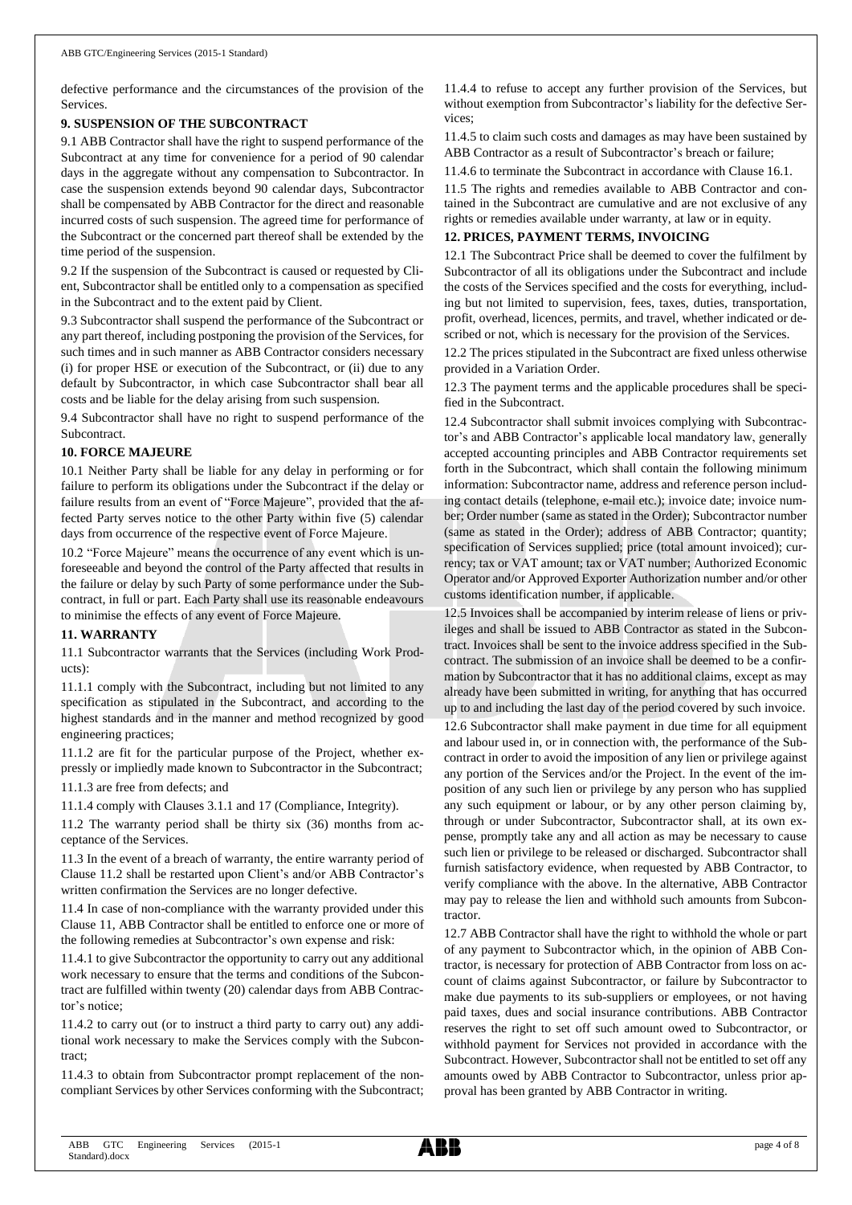defective performance and the circumstances of the provision of the Services.

**9. SUSPENSION OF THE SUBCONTRACT**

9.1 ABB Contractor shall have the right to suspend performance of the Subcontract at any time for convenience for a period of 90 calendar days in the aggregate without any compensation to Subcontractor. In case the suspension extends beyond 90 calendar days, Subcontractor shall be compensated by ABB Contractor for the direct and reasonable incurred costs of such suspension. The agreed time for performance of the Subcontract or the concerned part thereof shall be extended by the time period of the suspension.

9.2 If the suspension of the Subcontract is caused or requested by Client, Subcontractor shall be entitled only to a compensation as specified in the Subcontract and to the extent paid by Client.

9.3 Subcontractor shall suspend the performance of the Subcontract or any part thereof, including postponing the provision of the Services, for such times and in such manner as ABB Contractor considers necessary (i) for proper HSE or execution of the Subcontract, or (ii) due to any default by Subcontractor, in which case Subcontractor shall bear all costs and be liable for the delay arising from such suspension.

9.4 Subcontractor shall have no right to suspend performance of the Subcontract.

**10. FORCE MAJEURE**

10.1 Neither Party shall be liable for any delay in performing or for failure to perform its obligations under the Subcontract if the delay or failure results from an event of "Force Majeure", provided that the affected Party serves notice to the other Party within five (5) calendar days from occurrence of the respective event of Force Majeure.

10.2 "Force Majeure" means the occurrence of any event which is unforeseeable and beyond the control of the Party affected that results in the failure or delay by such Party of some performance under the Subcontract, in full or part. Each Party shall use its reasonable endeavours to minimise the effects of any event of Force Majeure.

**11. WARRANTY**

11.1 Subcontractor warrants that the Services (including Work Products):

11.1.1 comply with the Subcontract, including but not limited to any specification as stipulated in the Subcontract, and according to the highest standards and in the manner and method recognized by good engineering practices;

11.1.2 are fit for the particular purpose of the Project, whether expressly or impliedly made known to Subcontractor in the Subcontract;

11.1.3 are free from defects; and

11.1.4 comply with Clauses 3.1.1 and 17 (Compliance, Integrity).

11.2 The warranty period shall be thirty six (36) months from acceptance of the Services.

11.3 In the event of a breach of warranty, the entire warranty period of Clause 11.2 shall be restarted upon Client's and/or ABB Contractor's written confirmation the Services are no longer defective.

11.4 In case of non-compliance with the warranty provided under this Clause 11, ABB Contractor shall be entitled to enforce one or more of the following remedies at Subcontractor's own expense and risk:

11.4.1 to give Subcontractor the opportunity to carry out any additional work necessary to ensure that the terms and conditions of the Subcontract are fulfilled within twenty (20) calendar days from ABB Contractor's notice;

11.4.2 to carry out (or to instruct a third party to carry out) any additional work necessary to make the Services comply with the Subcontract;

11.4.3 to obtain from Subcontractor prompt replacement of the non-compliant Services by other Services conforming with the Subcontract;

11.4.4 to refuse to accept any further provision of the Services, but without exemption from Subcontractor's liability for the defective Services;

11.4.5 to claim such costs and damages as may have been sustained by ABB Contractor as a result of Subcontractor's breach or failure;

11.4.6 to terminate the Subcontract in accordance with Clause 16.1.

11.5 The rights and remedies available to ABB Contractor and contained in the Subcontract are cumulative and are not exclusive of any rights or remedies available under warranty, at law or in equity.

**12. PRICES, PAYMENT TERMS, INVOICING**

12.1 The Subcontract Price shall be deemed to cover the fulfilment by Subcontractor of all its obligations under the Subcontract and include the costs of the Services specified and the costs for everything, including but not limited to supervision, fees, taxes, duties, transportation, profit, overhead, licences, permits, and travel, whether indicated or described or not, which is necessary for the provision of the Services.

12.2 The prices stipulated in the Subcontract are fixed unless otherwise provided in a Variation Order.

12.3 The payment terms and the applicable procedures shall be specified in the Subcontract.

12.4 Subcontractor shall submit invoices complying with Subcontractor's and ABB Contractor's applicable local mandatory law, generally accepted accounting principles and ABB Contractor requirements set forth in the Subcontract, which shall contain the following minimum information: Subcontractor name, address and reference person including contact details (telephone, e-mail etc.); invoice date; invoice number; Order number (same as stated in the Order); Subcontractor number (same as stated in the Order); address of ABB Contractor; quantity; specification of Services supplied; price (total amount invoiced); currency; tax or VAT amount; tax or VAT number; Authorized Economic Operator and/or Approved Exporter Authorization number and/or other customs identification number, if applicable.

12.5 Invoices shall be accompanied by interim release of liens or privileges and shall be issued to ABB Contractor as stated in the Subcontract. Invoices shall be sent to the invoice address specified in the Subcontract. The submission of an invoice shall be deemed to be a confirmation by Subcontractor that it has no additional claims, except as may already have been submitted in writing, for anything that has occurred up to and including the last day of the period covered by such invoice.

12.6 Subcontractor shall make payment in due time for all equipment and labour used in, or in connection with, the performance of the Subcontract in order to avoid the imposition of any lien or privilege against any portion of the Services and/or the Project. In the event of the imposition of any such lien or privilege by any person who has supplied any such equipment or labour, or by any other person claiming by, through or under Subcontractor, Subcontractor shall, at its own expense, promptly take any and all action as may be necessary to cause such lien or privilege to be released or discharged. Subcontractor shall furnish satisfactory evidence, when requested by ABB Contractor, to verify compliance with the above. In the alternative, ABB Contractor may pay to release the lien and withhold such amounts from Subcontractor.

12.7 ABB Contractor shall have the right to withhold the whole or part of any payment to Subcontractor which, in the opinion of ABB Contractor, is necessary for protection of ABB Contractor from loss on account of claims against Subcontractor, or failure by Subcontractor to make due payments to its sub-suppliers or employees, or not having paid taxes, dues and social insurance contributions. ABB Contractor reserves the right to set off such amount owed to Subcontractor, or withhold payment for Services not provided in accordance with the Subcontract. However, Subcontractor shall not be entitled to set off any amounts owed by ABB Contractor to Subcontractor, unless prior approval has been granted by ABB Contractor in writing.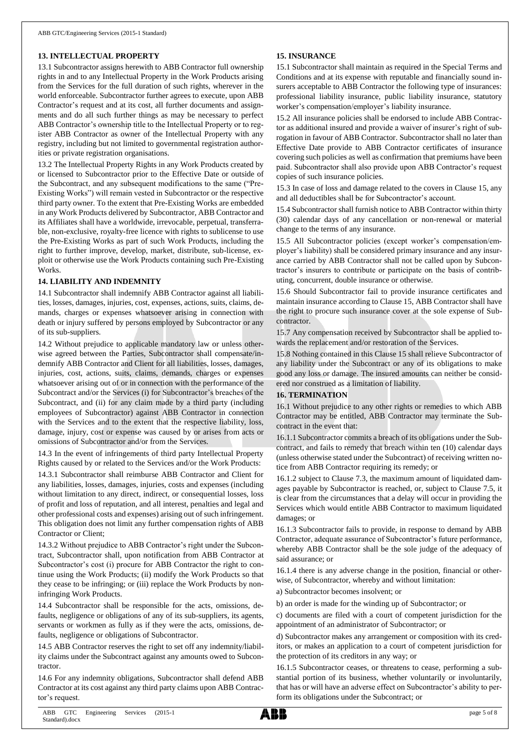## 13. INTELLECTUAL PROPERTY

13.1 Subcontractor assigns herewith to ABB Contractor full ownership rights in and to any Intellectual Property in the Work Products arising from the Services for the full duration of such rights, wherever in the world enforceable. Subcontractor further agrees to execute, upon ABB Contractor's request and at its cost, all further documents and assignments and do all such further things as may be necessary to perfect ABB Contractor's ownership title to the Intellectual Property or to register ABB Contractor as owner of the Intellectual Property with any registry, including but not limited to governmental registration authorities or private registration organisations.

13.2 The Intellectual Property Rights in any Work Products created by or licensed to Subcontractor prior to the Effective Date or outside of the Subcontract, and any subsequent modifications to the same ("Pre-Existing Works") will remain vested in Subcontractor or the respective third party owner. To the extent that Pre-Existing Works are embedded in any Work Products delivered by Subcontractor, ABB Contractor and its Affiliates shall have a worldwide, irrevocable, perpetual, transferrable, non-exclusive, royalty-free licence with rights to sublicense to use the Pre-Existing Works as part of such Work Products, including the right to further improve, develop, market, distribute, sub-license, exploit or otherwise use the Work Products containing such Pre-Existing Works.

## 14. LIABILITY AND INDEMNITY

14.1 Subcontractor shall indemnify ABB Contractor against all liabilities, losses, damages, injuries, cost, expenses, actions, suits, claims, demands, charges or expenses whatsoever arising in connection with death or injury suffered by persons employed by Subcontractor or any of its sub-suppliers.

14.2 Without prejudice to applicable mandatory law or unless otherwise agreed between the Parties, Subcontractor shall compensate/indemnify ABB Contractor and Client for all liabilities, losses, damages, injuries, cost, actions, suits, claims, demands, charges or expenses whatsoever arising out of or in connection with the performance of the Subcontract and/or the Services (i) for Subcontractor's breaches of the Subcontract, and (ii) for any claim made by a third party (including employees of Subcontractor) against ABB Contractor in connection with the Services and to the extent that the respective liability, loss, damage, injury, cost or expense was caused by or arises from acts or omissions of Subcontractor and/or from the Services.

14.3 In the event of infringements of third party Intellectual Property Rights caused by or related to the Services and/or the Work Products:

14.3.1 Subcontractor shall reimburse ABB Contractor and Client for any liabilities, losses, damages, injuries, costs and expenses (including without limitation to any direct, indirect, or consequential losses, loss of profit and loss of reputation, and all interest, penalties and legal and other professional costs and expenses) arising out of such infringement. This obligation does not limit any further compensation rights of ABB Contractor or Client;

14.3.2 Without prejudice to ABB Contractor's right under the Subcontract, Subcontractor shall, upon notification from ABB Contractor at Subcontractor's cost (i) procure for ABB Contractor the right to continue using the Work Products; (ii) modify the Work Products so that they cease to be infringing; or (iii) replace the Work Products by non-infringing Work Products.

14.4 Subcontractor shall be responsible for the acts, omissions, defaults, negligence or obligations of any of its sub-suppliers, its agents, servants or workmen as fully as if they were the acts, omissions, defaults, negligence or obligations of Subcontractor.

14.5 ABB Contractor reserves the right to set off any indemnity/liability claims under the Subcontract against any amounts owed to Subcontractor.

14.6 For any indemnity obligations, Subcontractor shall defend ABB Contractor at its cost against any third party claims upon ABB Contractor's request.

## 15. INSURANCE

15.1 Subcontractor shall maintain as required in the Special Terms and Conditions and at its expense with reputable and financially sound insurers acceptable to ABB Contractor the following type of insurances: professional liability insurance, public liability insurance, statutory worker's compensation/employer's liability insurance.

15.2 All insurance policies shall be endorsed to include ABB Contractor as additional insured and provide a waiver of insurer's right of subrogation in favour of ABB Contractor. Subcontractor shall no later than Effective Date provide to ABB Contractor certificates of insurance covering such policies as well as confirmation that premiums have been paid. Subcontractor shall also provide upon ABB Contractor's request copies of such insurance policies.

15.3 In case of loss and damage related to the covers in Clause 15, any and all deductibles shall be for Subcontractor's account.

15.4 Subcontractor shall furnish notice to ABB Contractor within thirty (30) calendar days of any cancellation or non-renewal or material change to the terms of any insurance.

15.5 All Subcontractor policies (except worker's compensation/employer's liability) shall be considered primary insurance and any insurance carried by ABB Contractor shall not be called upon by Subcontractor's insurers to contribute or participate on the basis of contributing, concurrent, double insurance or otherwise.

15.6 Should Subcontractor fail to provide insurance certificates and maintain insurance according to Clause 15, ABB Contractor shall have the right to procure such insurance cover at the sole expense of Subcontractor.

15.7 Any compensation received by Subcontractor shall be applied towards the replacement and/or restoration of the Services.

15.8 Nothing contained in this Clause 15 shall relieve Subcontractor of any liability under the Subcontract or any of its obligations to make good any loss or damage. The insured amounts can neither be considered nor construed as a limitation of liability.

## 16. TERMINATION

16.1 Without prejudice to any other rights or remedies to which ABB Contractor may be entitled, ABB Contractor may terminate the Subcontract in the event that:

16.1.1 Subcontractor commits a breach of its obligations under the Subcontract, and fails to remedy that breach within ten (10) calendar days (unless otherwise stated under the Subcontract) of receiving written notice from ABB Contractor requiring its remedy; or

16.1.2 subject to Clause 7.3, the maximum amount of liquidated damages payable by Subcontractor is reached, or, subject to Clause 7.5, it is clear from the circumstances that a delay will occur in providing the Services which would entitle ABB Contractor to maximum liquidated damages; or

16.1.3 Subcontractor fails to provide, in response to demand by ABB Contractor, adequate assurance of Subcontractor's future performance, whereby ABB Contractor shall be the sole judge of the adequacy of said assurance; or

16.1.4 there is any adverse change in the position, financial or otherwise, of Subcontractor, whereby and without limitation:

a) Subcontractor becomes insolvent; or

b) an order is made for the winding up of Subcontractor; or

c) documents are filed with a court of competent jurisdiction for the appointment of an administrator of Subcontractor; or

d) Subcontractor makes any arrangement or composition with its creditors, or makes an application to a court of competent jurisdiction for the protection of its creditors in any way; or

16.1.5 Subcontractor ceases, or threatens to cease, performing a substantial portion of its business, whether voluntarily or involuntarily, that has or will have an adverse effect on Subcontractor's ability to perform its obligations under the Subcontract; or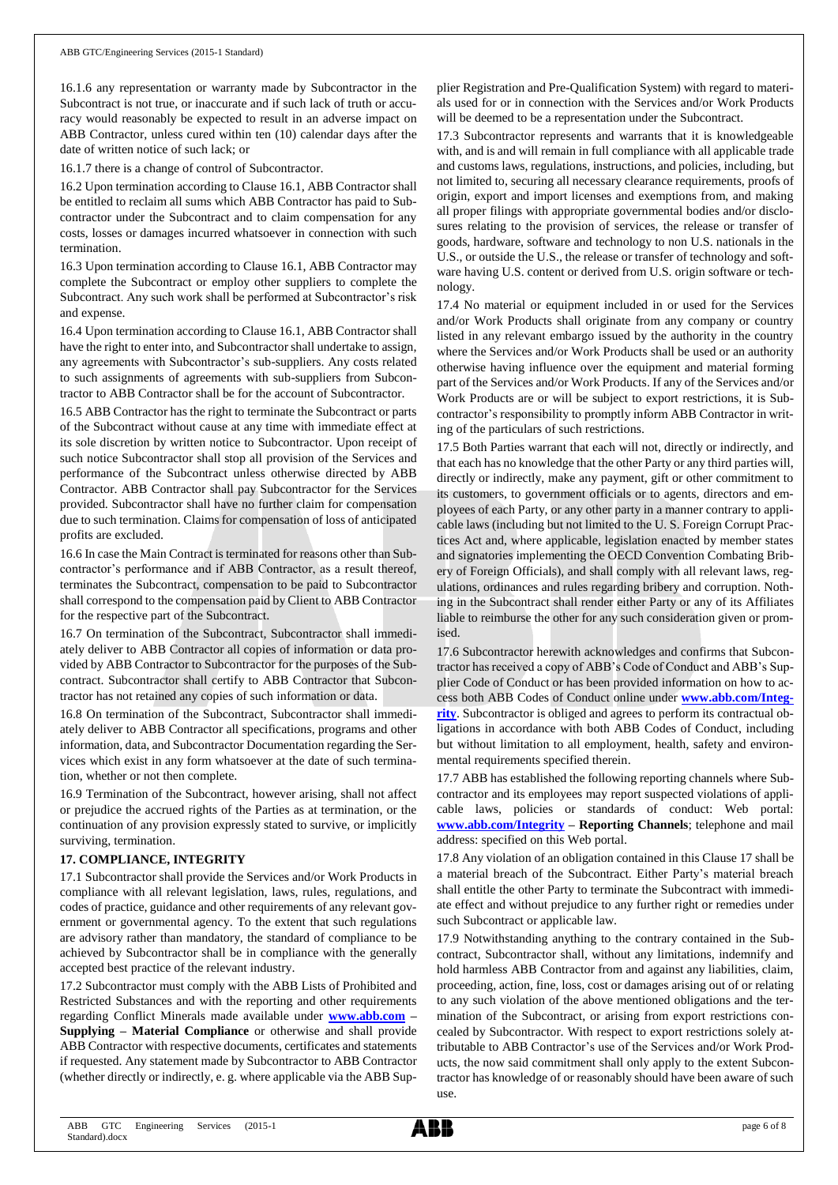16.1.6 any representation or warranty made by Subcontractor in the Subcontract is not true, or inaccurate and if such lack of truth or accuracy would reasonably be expected to result in an adverse impact on ABB Contractor, unless cured within ten (10) calendar days after the date of written notice of such lack; or

16.1.7 there is a change of control of Subcontractor.

16.2 Upon termination according to Clause 16.1, ABB Contractor shall be entitled to reclaim all sums which ABB Contractor has paid to Subcontractor under the Subcontract and to claim compensation for any costs, losses or damages incurred whatsoever in connection with such termination.

16.3 Upon termination according to Clause 16.1, ABB Contractor may complete the Subcontract or employ other suppliers to complete the Subcontract. Any such work shall be performed at Subcontractor's risk and expense.

16.4 Upon termination according to Clause 16.1, ABB Contractor shall have the right to enter into, and Subcontractor shall undertake to assign, any agreements with Subcontractor's sub-suppliers. Any costs related to such assignments of agreements with sub-suppliers from Subcontractor to ABB Contractor shall be for the account of Subcontractor.

16.5 ABB Contractor has the right to terminate the Subcontract or parts of the Subcontract without cause at any time with immediate effect at its sole discretion by written notice to Subcontractor. Upon receipt of such notice Subcontractor shall stop all provision of the Services and performance of the Subcontract unless otherwise directed by ABB Contractor. ABB Contractor shall pay Subcontractor for the Services provided. Subcontractor shall have no further claim for compensation due to such termination. Claims for compensation of loss of anticipated profits are excluded.

16.6 In case the Main Contract is terminated for reasons other than Subcontractor's performance and if ABB Contractor, as a result thereof, terminates the Subcontract, compensation to be paid to Subcontractor shall correspond to the compensation paid by Client to ABB Contractor for the respective part of the Subcontract.

16.7 On termination of the Subcontract, Subcontractor shall immediately deliver to ABB Contractor all copies of information or data provided by ABB Contractor to Subcontractor for the purposes of the Subcontract. Subcontractor shall certify to ABB Contractor that Subcontractor has not retained any copies of such information or data.

16.8 On termination of the Subcontract, Subcontractor shall immediately deliver to ABB Contractor all specifications, programs and other information, data, and Subcontractor Documentation regarding the Services which exist in any form whatsoever at the date of such termination, whether or not then complete.

16.9 Termination of the Subcontract, however arising, shall not affect or prejudice the accrued rights of the Parties as at termination, or the continuation of any provision expressly stated to survive, or implicitly surviving, termination.

**17. COMPLIANCE, INTEGRITY**

17.1 Subcontractor shall provide the Services and/or Work Products in compliance with all relevant legislation, laws, rules, regulations, and codes of practice, guidance and other requirements of any relevant government or governmental agency. To the extent that such regulations are advisory rather than mandatory, the standard of compliance to be achieved by Subcontractor shall be in compliance with the generally accepted best practice of the relevant industry.

17.2 Subcontractor must comply with the ABB Lists of Prohibited and Restricted Substances and with the reporting and other requirements regarding Conflict Minerals made available under **www.abb.com – Supplying – Material Compliance** or otherwise and shall provide ABB Contractor with respective documents, certificates and statements if requested. Any statement made by Subcontractor to ABB Contractor (whether directly or indirectly, e. g. where applicable via the ABB Supplier Registration and Pre-Qualification System) with regard to materials used for or in connection with the Services and/or Work Products will be deemed to be a representation under the Subcontract.

17.3 Subcontractor represents and warrants that it is knowledgeable with, and is and will remain in full compliance with all applicable trade and customs laws, regulations, instructions, and policies, including, but not limited to, securing all necessary clearance requirements, proofs of origin, export and import licenses and exemptions from, and making all proper filings with appropriate governmental bodies and/or disclosures relating to the provision of services, the release or transfer of goods, hardware, software and technology to non U.S. nationals in the U.S., or outside the U.S., the release or transfer of technology and software having U.S. content or derived from U.S. origin software or technology.

17.4 No material or equipment included in or used for the Services and/or Work Products shall originate from any company or country listed in any relevant embargo issued by the authority in the country where the Services and/or Work Products shall be used or an authority otherwise having influence over the equipment and material forming part of the Services and/or Work Products. If any of the Services and/or Work Products are or will be subject to export restrictions, it is Subcontractor's responsibility to promptly inform ABB Contractor in writing of the particulars of such restrictions.

17.5 Both Parties warrant that each will not, directly or indirectly, and that each has no knowledge that the other Party or any third parties will, directly or indirectly, make any payment, gift or other commitment to its customers, to government officials or to agents, directors and employees of each Party, or any other party in a manner contrary to applicable laws (including but not limited to the U. S. Foreign Corrupt Practices Act and, where applicable, legislation enacted by member states and signatories implementing the OECD Convention Combating Bribery of Foreign Officials), and shall comply with all relevant laws, regulations, ordinances and rules regarding bribery and corruption. Nothing in the Subcontract shall render either Party or any of its Affiliates liable to reimburse the other for any such consideration given or promised.

17.6 Subcontractor herewith acknowledges and confirms that Subcontractor has received a copy of ABB's Code of Conduct and ABB's Supplier Code of Conduct or has been provided information on how to access both ABB Codes of Conduct online under **www.abb.com/Integrity**. Subcontractor is obliged and agrees to perform its contractual obligations in accordance with both ABB Codes of Conduct, including but without limitation to all employment, health, safety and environmental requirements specified therein.

17.7 ABB has established the following reporting channels where Subcontractor and its employees may report suspected violations of applicable laws, policies or standards of conduct: Web portal: **www.abb.com/Integrity – Reporting Channels**; telephone and mail address: specified on this Web portal.

17.8 Any violation of an obligation contained in this Clause 17 shall be a material breach of the Subcontract. Either Party's material breach shall entitle the other Party to terminate the Subcontract with immediate effect and without prejudice to any further right or remedies under such Subcontract or applicable law.

17.9 Notwithstanding anything to the contrary contained in the Subcontract, Subcontractor shall, without any limitations, indemnify and hold harmless ABB Contractor from and against any liabilities, claim, proceeding, action, fine, loss, cost or damages arising out of or relating to any such violation of the above mentioned obligations and the termination of the Subcontract, or arising from export restrictions concealed by Subcontractor. With respect to export restrictions solely attributable to ABB Contractor's use of the Services and/or Work Products, the now said commitment shall only apply to the extent Subcontractor has knowledge of or reasonably should have been aware of such use.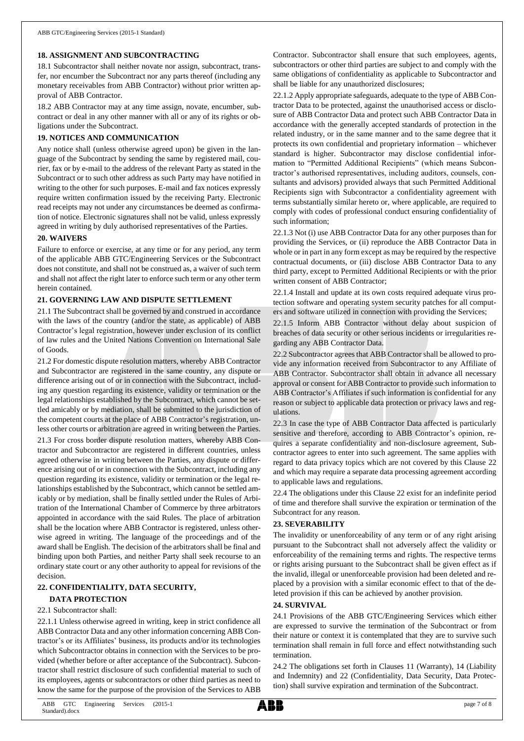## 18. ASSIGNMENT AND SUBCONTRACTING

18.1 Subcontractor shall neither novate nor assign, subcontract, transfer, nor encumber the Subcontract nor any parts thereof (including any monetary receivables from ABB Contractor) without prior written approval of ABB Contractor.

18.2 ABB Contractor may at any time assign, novate, encumber, subcontract or deal in any other manner with all or any of its rights or obligations under the Subcontract.

## 19. NOTICES AND COMMUNICATION

Any notice shall (unless otherwise agreed upon) be given in the language of the Subcontract by sending the same by registered mail, courier, fax or by e-mail to the address of the relevant Party as stated in the Subcontract or to such other address as such Party may have notified in writing to the other for such purposes. E-mail and fax notices expressly require written confirmation issued by the receiving Party. Electronic read receipts may not under any circumstances be deemed as confirmation of notice. Electronic signatures shall not be valid, unless expressly agreed in writing by duly authorised representatives of the Parties.

## 20. WAIVERS

Failure to enforce or exercise, at any time or for any period, any term of the applicable ABB GTC/Engineering Services or the Subcontract does not constitute, and shall not be construed as, a waiver of such term and shall not affect the right later to enforce such term or any other term herein contained.

## 21. GOVERNING LAW AND DISPUTE SETTLEMENT

21.1 The Subcontract shall be governed by and construed in accordance with the laws of the country (and/or the state, as applicable) of ABB Contractor's legal registration, however under exclusion of its conflict of law rules and the United Nations Convention on International Sale of Goods.

21.2 For domestic dispute resolution matters, whereby ABB Contractor and Subcontractor are registered in the same country, any dispute or difference arising out of or in connection with the Subcontract, including any question regarding its existence, validity or termination or the legal relationships established by the Subcontract, which cannot be settled amicably or by mediation, shall be submitted to the jurisdiction of the competent courts at the place of ABB Contractor's registration, unless other courts or arbitration are agreed in writing between the Parties.

21.3 For cross border dispute resolution matters, whereby ABB Contractor and Subcontractor are registered in different countries, unless agreed otherwise in writing between the Parties, any dispute or difference arising out of or in connection with the Subcontract, including any question regarding its existence, validity or termination or the legal relationships established by the Subcontract, which cannot be settled amicably or by mediation, shall be finally settled under the Rules of Arbitration of the International Chamber of Commerce by three arbitrators appointed in accordance with the said Rules. The place of arbitration shall be the location where ABB Contractor is registered, unless otherwise agreed in writing. The language of the proceedings and of the award shall be English. The decision of the arbitrators shall be final and binding upon both Parties, and neither Party shall seek recourse to an ordinary state court or any other authority to appeal for revisions of the decision.

## 22. CONFIDENTIALITY, DATA SECURITY, DATA PROTECTION

22.1 Subcontractor shall:

22.1.1 Unless otherwise agreed in writing, keep in strict confidence all ABB Contractor Data and any other information concerning ABB Contractor's or its Affiliates' business, its products and/or its technologies which Subcontractor obtains in connection with the Services to be provided (whether before or after acceptance of the Subcontract). Subcontractor shall restrict disclosure of such confidential material to such of its employees, agents or subcontractors or other third parties as need to know the same for the purpose of the provision of the Services to ABB Contractor. Subcontractor shall ensure that such employees, agents, subcontractors or other third parties are subject to and comply with the same obligations of confidentiality as applicable to Subcontractor and shall be liable for any unauthorized disclosures;

22.1.2 Apply appropriate safeguards, adequate to the type of ABB Contractor Data to be protected, against the unauthorised access or disclosure of ABB Contractor Data and protect such ABB Contractor Data in accordance with the generally accepted standards of protection in the related industry, or in the same manner and to the same degree that it protects its own confidential and proprietary information – whichever standard is higher. Subcontractor may disclose confidential information to "Permitted Additional Recipients" (which means Subcontractor's authorised representatives, including auditors, counsels, consultants and advisors) provided always that such Permitted Additional Recipients sign with Subcontractor a confidentiality agreement with terms substantially similar hereto or, where applicable, are required to comply with codes of professional conduct ensuring confidentiality of such information;

22.1.3 Not (i) use ABB Contractor Data for any other purposes than for providing the Services, or (ii) reproduce the ABB Contractor Data in whole or in part in any form except as may be required by the respective contractual documents, or (iii) disclose ABB Contractor Data to any third party, except to Permitted Additional Recipients or with the prior written consent of ABB Contractor;

22.1.4 Install and update at its own costs required adequate virus protection software and operating system security patches for all computers and software utilized in connection with providing the Services;

22.1.5 Inform ABB Contractor without delay about suspicion of breaches of data security or other serious incidents or irregularities regarding any ABB Contractor Data.

22.2 Subcontractor agrees that ABB Contractor shall be allowed to provide any information received from Subcontractor to any Affiliate of ABB Contractor. Subcontractor shall obtain in advance all necessary approval or consent for ABB Contractor to provide such information to ABB Contractor's Affiliates if such information is confidential for any reason or subject to applicable data protection or privacy laws and regulations.

22.3 In case the type of ABB Contractor Data affected is particularly sensitive and therefore, according to ABB Contractor's opinion, requires a separate confidentiality and non-disclosure agreement, Subcontractor agrees to enter into such agreement. The same applies with regard to data privacy topics which are not covered by this Clause 22 and which may require a separate data processing agreement according to applicable laws and regulations.

22.4 The obligations under this Clause 22 exist for an indefinite period of time and therefore shall survive the expiration or termination of the Subcontract for any reason.

## 23. SEVERABILITY

The invalidity or unenforceability of any term or of any right arising pursuant to the Subcontract shall not adversely affect the validity or enforceability of the remaining terms and rights. The respective terms or rights arising pursuant to the Subcontract shall be given effect as if the invalid, illegal or unenforceable provision had been deleted and replaced by a provision with a similar economic effect to that of the deleted provision if this can be achieved by another provision.

## 24. SURVIVAL

24.1 Provisions of the ABB GTC/Engineering Services which either are expressed to survive the termination of the Subcontract or from their nature or context it is contemplated that they are to survive such termination shall remain in full force and effect notwithstanding such termination.

24.2 The obligations set forth in Clauses 11 (Warranty), 14 (Liability and Indemnity) and 22 (Confidentiality, Data Security, Data Protection) shall survive expiration and termination of the Subcontract.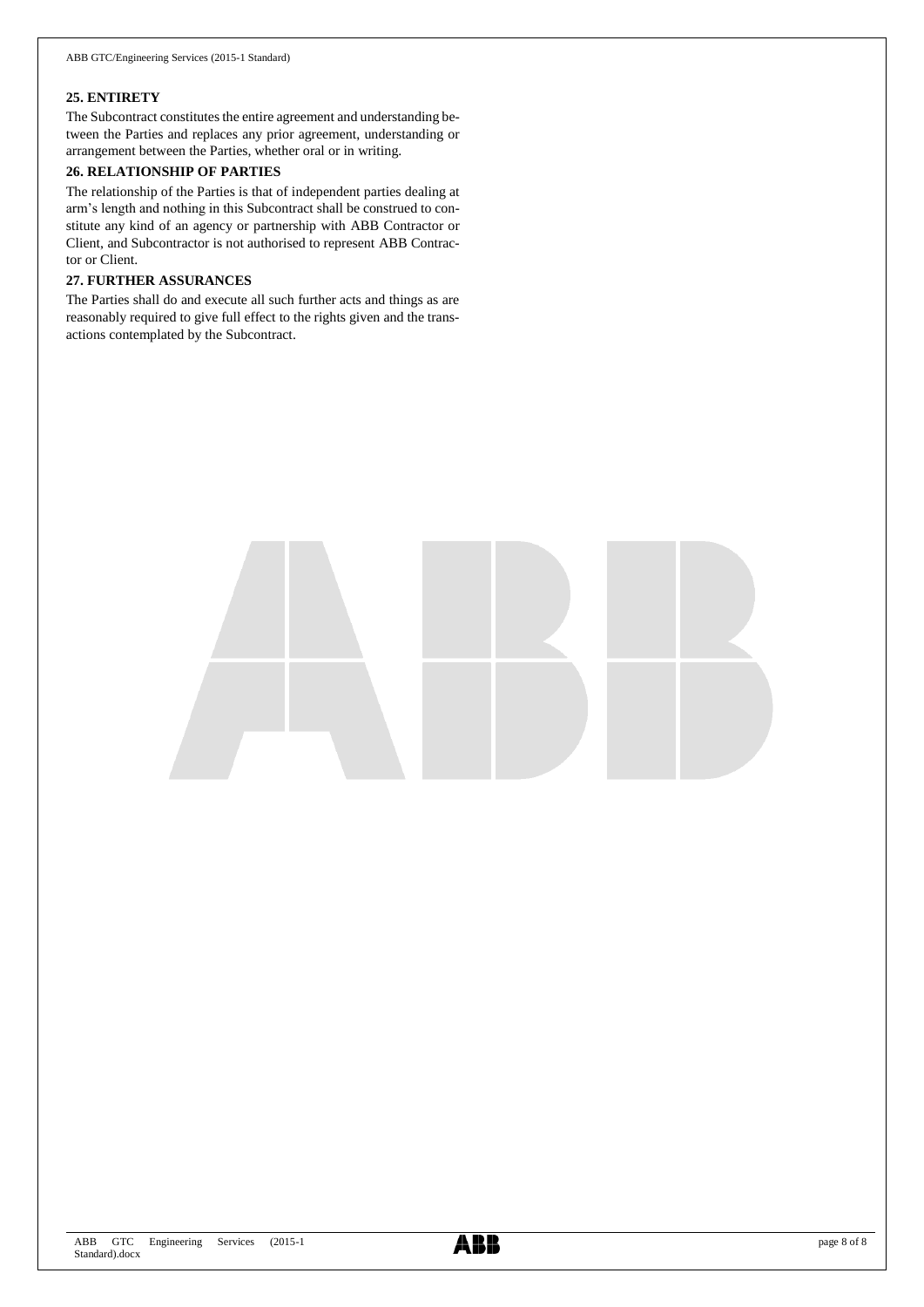## 25. ENTIRETY

The Subcontract constitutes the entire agreement and understanding between the Parties and replaces any prior agreement, understanding or arrangement between the Parties, whether oral or in writing.

## 26. RELATIONSHIP OF PARTIES

The relationship of the Parties is that of independent parties dealing at arm's length and nothing in this Subcontract shall be construed to constitute any kind of an agency or partnership with ABB Contractor or Client, and Subcontractor is not authorised to represent ABB Contractor or Client.

## 27. FURTHER ASSURANCES

The Parties shall do and execute all such further acts and things as are reasonably required to give full effect to the rights given and the transactions contemplated by the Subcontract.